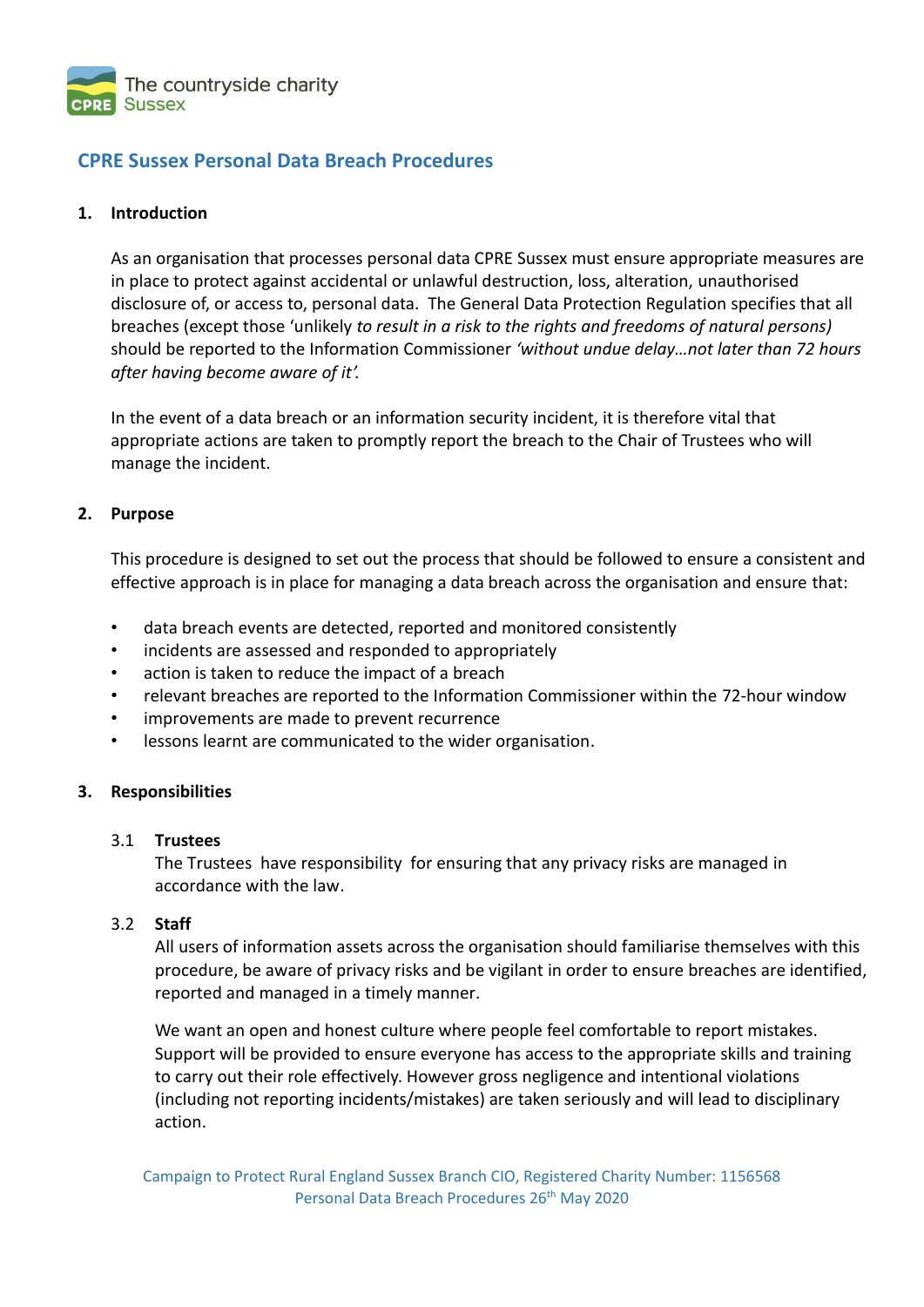The countryside charity
Sussex

# CPRE Sussex Personal Data Breach Procedures

## 1. Introduction

As an organisation that processes personal data CPRE Sussex must ensure appropriate measures are in place to protect against accidental or unlawful destruction, loss, alteration, unauthorised disclosure of, or access to, personal data. The General Data Protection Regulation specifies that all breaches (except those 'unlikely *to result in a risk to the rights and freedoms of natural persons)* should be reported to the Information Commissioner *'without undue delay…not later than 72 hours after having become aware of it'.*

In the event of a data breach or an information security incident, it is therefore vital that appropriate actions are taken to promptly report the breach to the Chair of Trustees who will manage the incident.

## 2. Purpose

This procedure is designed to set out the process that should be followed to ensure a consistent and effective approach is in place for managing a data breach across the organisation and ensure that:

- data breach events are detected, reported and monitored consistently
- incidents are assessed and responded to appropriately
- action is taken to reduce the impact of a breach
- relevant breaches are reported to the Information Commissioner within the 72-hour window
- improvements are made to prevent recurrence
- lessons learnt are communicated to the wider organisation.

## 3. Responsibilities

### 3.1 Trustees

The Trustees have responsibility for ensuring that any privacy risks are managed in accordance with the law.

### 3.2 Staff

All users of information assets across the organisation should familiarise themselves with this procedure, be aware of privacy risks and be vigilant in order to ensure breaches are identified, reported and managed in a timely manner.

We want an open and honest culture where people feel comfortable to report mistakes. Support will be provided to ensure everyone has access to the appropriate skills and training to carry out their role effectively. However gross negligence and intentional violations (including not reporting incidents/mistakes) are taken seriously and will lead to disciplinary action.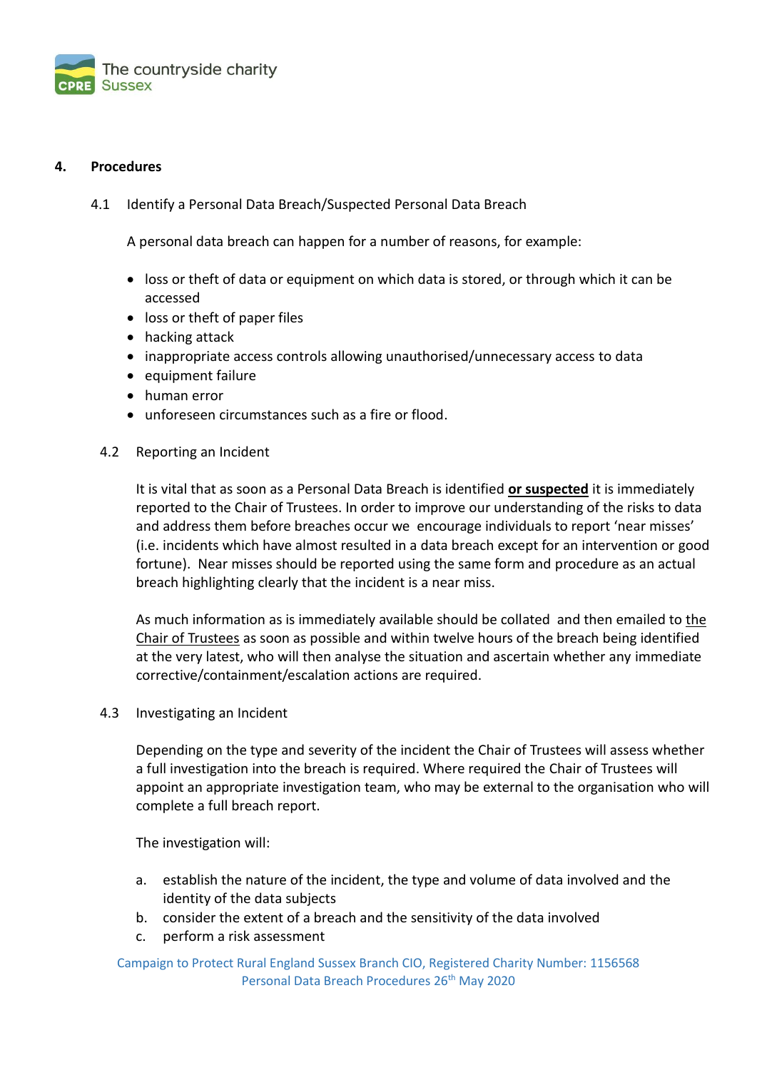## 4. Procedures

### 4.1 Identify a Personal Data Breach/Suspected Personal Data Breach

A personal data breach can happen for a number of reasons, for example:

- loss or theft of data or equipment on which data is stored, or through which it can be accessed
- loss or theft of paper files
- hacking attack
- inappropriate access controls allowing unauthorised/unnecessary access to data
- equipment failure
- human error
- unforeseen circumstances such as a fire or flood.

### 4.2 Reporting an Incident

It is vital that as soon as a Personal Data Breach is identified **or suspected** it is immediately reported to the Chair of Trustees. In order to improve our understanding of the risks to data and address them before breaches occur we encourage individuals to report 'near misses' (i.e. incidents which have almost resulted in a data breach except for an intervention or good fortune). Near misses should be reported using the same form and procedure as an actual breach highlighting clearly that the incident is a near miss.

As much information as is immediately available should be collated and then emailed to the Chair of Trustees as soon as possible and within twelve hours of the breach being identified at the very latest, who will then analyse the situation and ascertain whether any immediate corrective/containment/escalation actions are required.

### 4.3 Investigating an Incident

Depending on the type and severity of the incident the Chair of Trustees will assess whether a full investigation into the breach is required. Where required the Chair of Trustees will appoint an appropriate investigation team, who may be external to the organisation who will complete a full breach report.

The investigation will:

a. establish the nature of the incident, the type and volume of data involved and the identity of the data subjects
b. consider the extent of a breach and the sensitivity of the data involved
c. perform a risk assessment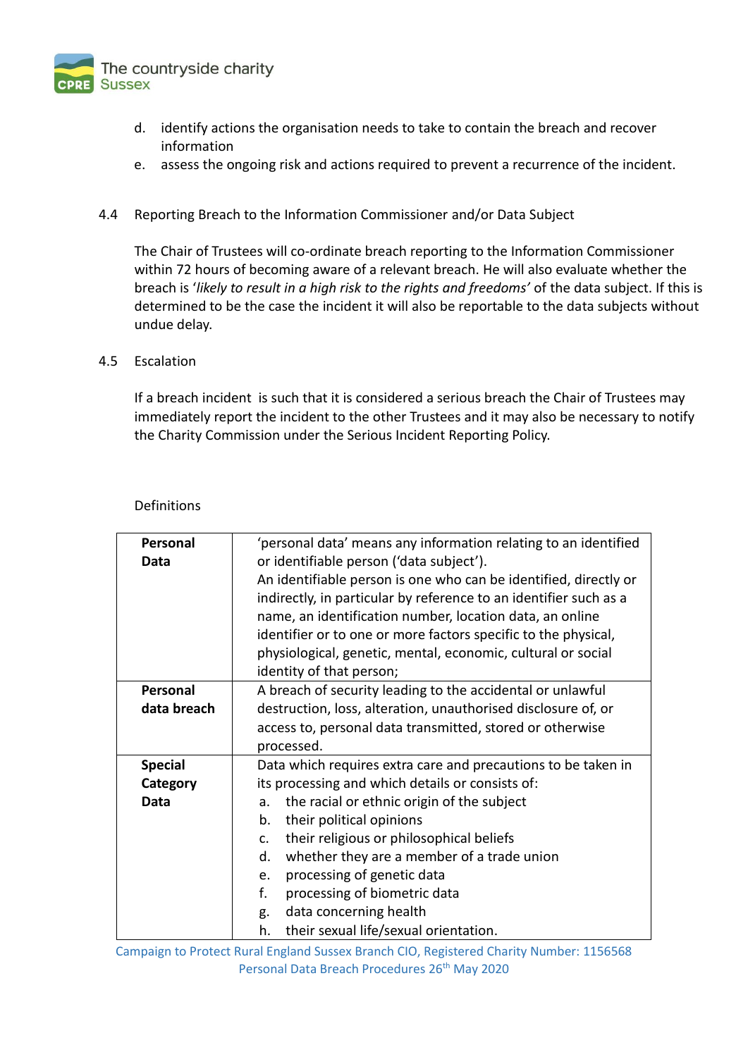d. identify actions the organisation needs to take to contain the breach and recover information
e. assess the ongoing risk and actions required to prevent a recurrence of the incident.

4.4 Reporting Breach to the Information Commissioner and/or Data Subject

The Chair of Trustees will co-ordinate breach reporting to the Information Commissioner within 72 hours of becoming aware of a relevant breach. He will also evaluate whether the breach is '*likely to result in a high risk to the rights and freedoms'* of the data subject. If this is determined to be the case the incident it will also be reportable to the data subjects without undue delay.

4.5 Escalation

If a breach incident is such that it is considered a serious breach the Chair of Trustees may immediately report the incident to the other Trustees and it may also be necessary to notify the Charity Commission under the Serious Incident Reporting Policy.

Definitions

| | |
|---|---|
| **Personal Data** | 'personal data' means any information relating to an identified or identifiable person ('data subject').<br>An identifiable person is one who can be identified, directly or indirectly, in particular by reference to an identifier such as a name, an identification number, location data, an online identifier or to one or more factors specific to the physical, physiological, genetic, mental, economic, cultural or social identity of that person; |
| **Personal data breach** | A breach of security leading to the accidental or unlawful destruction, loss, alteration, unauthorised disclosure of, or access to, personal data transmitted, stored or otherwise processed. |
| **Special Category Data** | Data which requires extra care and precautions to be taken in its processing and which details or consists of:<br>a. the racial or ethnic origin of the subject<br>b. their political opinions<br>c. their religious or philosophical beliefs<br>d. whether they are a member of a trade union<br>e. processing of genetic data<br>f. processing of biometric data<br>g. data concerning health<br>h. their sexual life/sexual orientation. |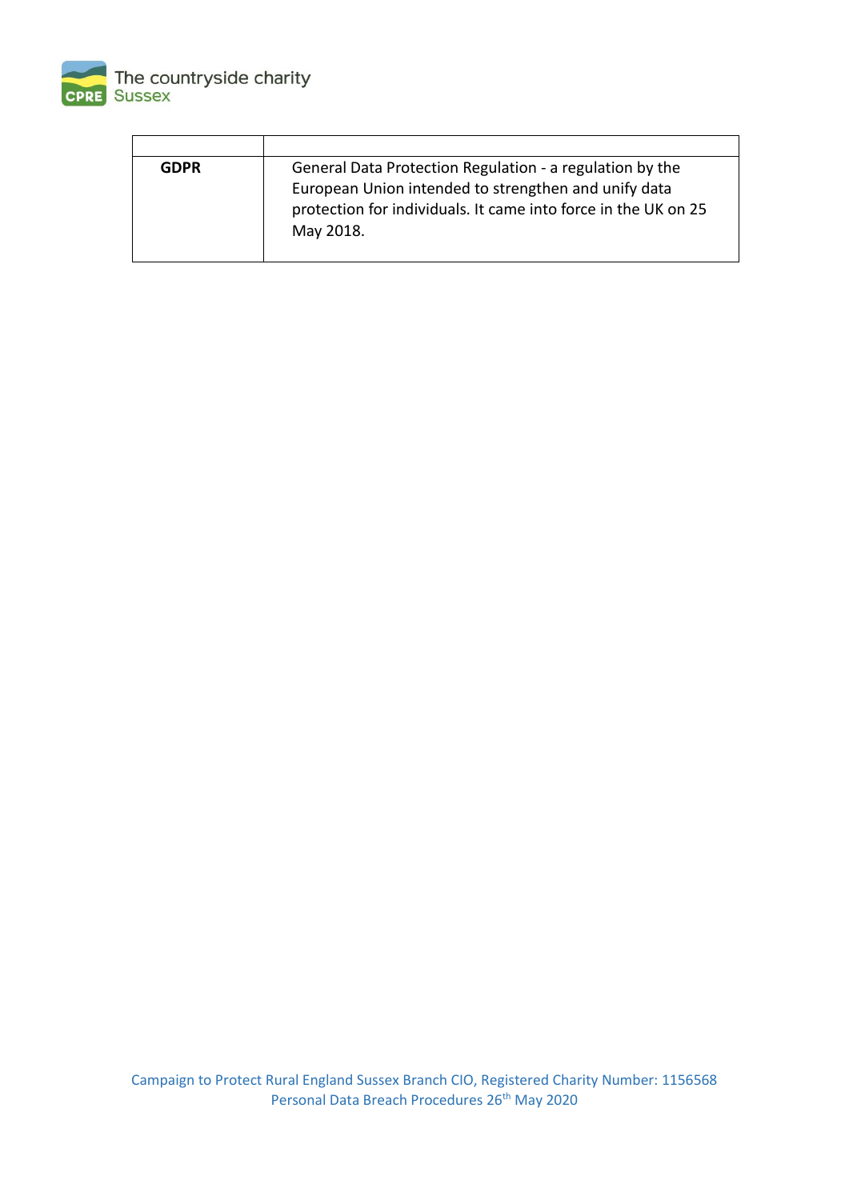| | |
|---|---|
| **GDPR** | General Data Protection Regulation - a regulation by the European Union intended to strengthen and unify data protection for individuals. It came into force in the UK on 25 May 2018. |